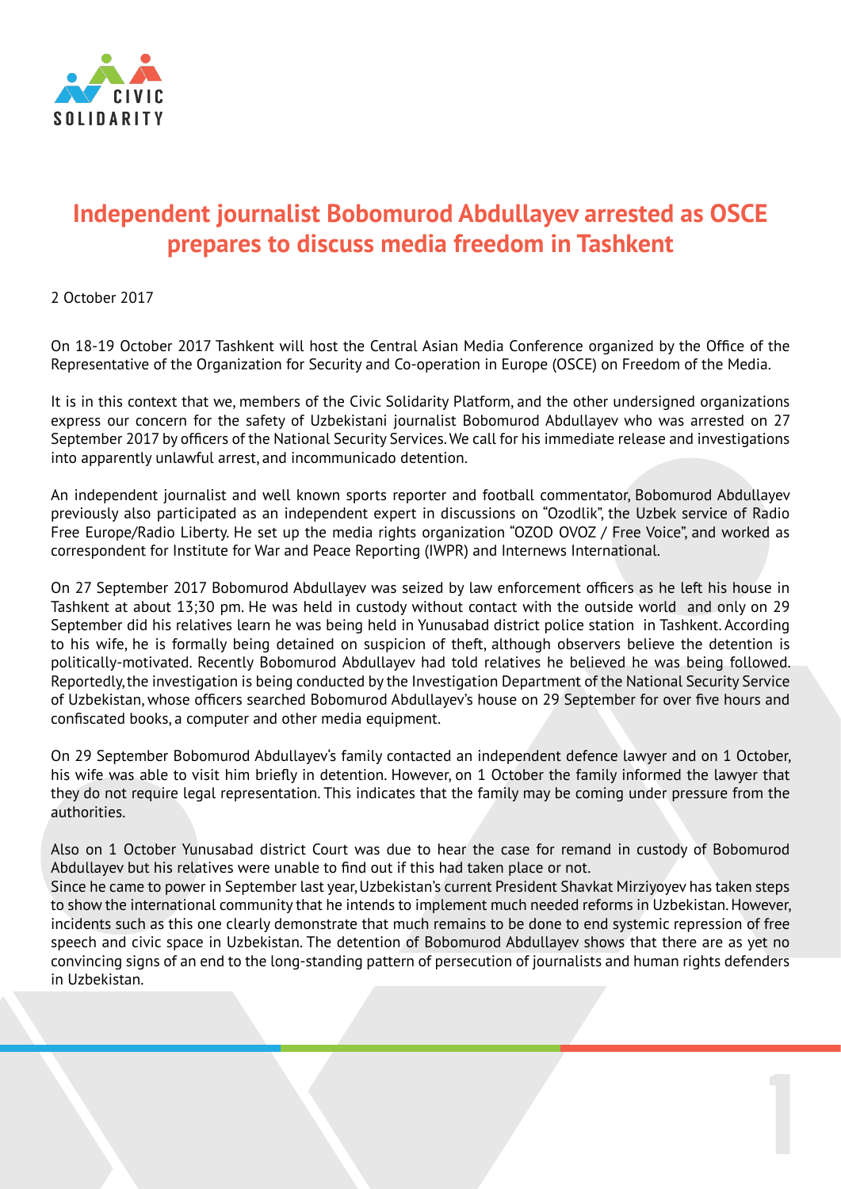# Independent journalist Bobomurod Abdullayev arrested as OSCE prepares to discuss media freedom in Tashkent

2 October 2017

On 18-19 October 2017 Tashkent will host the Central Asian Media Conference organized by the Office of the Representative of the Organization for Security and Co-operation in Europe (OSCE) on Freedom of the Media.

It is in this context that we, members of the Civic Solidarity Platform, and the other undersigned organizations express our concern for the safety of Uzbekistani journalist Bobomurod Abdullayev who was arrested on 27 September 2017 by officers of the National Security Services. We call for his immediate release and investigations into apparently unlawful arrest, and incommunicado detention.

An independent journalist and well known sports reporter and football commentator, Bobomurod Abdullayev previously also participated as an independent expert in discussions on "Ozodlik", the Uzbek service of Radio Free Europe/Radio Liberty. He set up the media rights organization "OZOD OVOZ / Free Voice", and worked as correspondent for Institute for War and Peace Reporting (IWPR) and Internews International.

On 27 September 2017 Bobomurod Abdullayev was seized by law enforcement officers as he left his house in Tashkent at about 13;30 pm. He was held in custody without contact with the outside world and only on 29 September did his relatives learn he was being held in Yunusabad district police station in Tashkent. According to his wife, he is formally being detained on suspicion of theft, although observers believe the detention is politically-motivated. Recently Bobomurod Abdullayev had told relatives he believed he was being followed. Reportedly, the investigation is being conducted by the Investigation Department of the National Security Service of Uzbekistan, whose officers searched Bobomurod Abdullayev's house on 29 September for over five hours and confiscated books, a computer and other media equipment.

On 29 September Bobomurod Abdullayev's family contacted an independent defence lawyer and on 1 October, his wife was able to visit him briefly in detention. However, on 1 October the family informed the lawyer that they do not require legal representation. This indicates that the family may be coming under pressure from the authorities.

Also on 1 October Yunusabad district Court was due to hear the case for remand in custody of Bobomurod Abdullayev but his relatives were unable to find out if this had taken place or not.

Since he came to power in September last year, Uzbekistan's current President Shavkat Mirziyoyev has taken steps to show the international community that he intends to implement much needed reforms in Uzbekistan. However, incidents such as this one clearly demonstrate that much remains to be done to end systemic repression of free speech and civic space in Uzbekistan. The detention of Bobomurod Abdullayev shows that there are as yet no convincing signs of an end to the long-standing pattern of persecution of journalists and human rights defenders in Uzbekistan.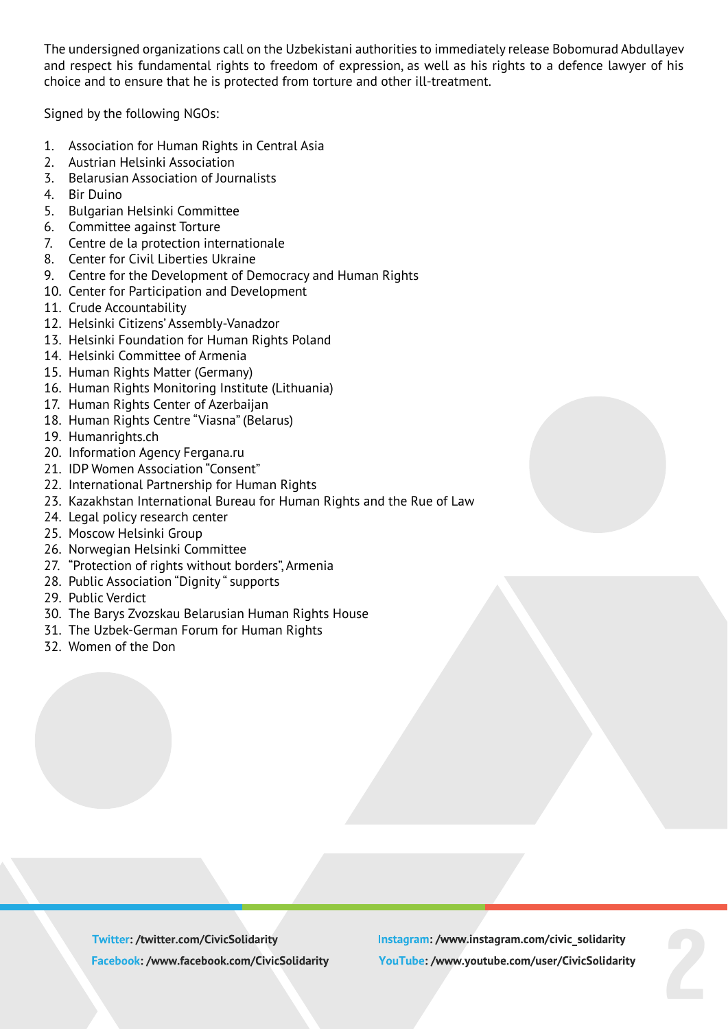The undersigned organizations call on the Uzbekistani authorities to immediately release Bobomurad Abdullayev and respect his fundamental rights to freedom of expression, as well as his rights to a defence lawyer of his choice and to ensure that he is protected from torture and other ill-treatment.

Signed by the following NGOs:

1. Association for Human Rights in Central Asia
2. Austrian Helsinki Association
3. Belarusian Association of Journalists
4. Bir Duino
5. Bulgarian Helsinki Committee
6. Committee against Torture
7. Centre de la protection internationale
8. Center for Civil Liberties Ukraine
9. Centre for the Development of Democracy and Human Rights
10. Center for Participation and Development
11. Crude Accountability
12. Helsinki Citizens' Assembly-Vanadzor
13. Helsinki Foundation for Human Rights Poland
14. Helsinki Committee of Armenia
15. Human Rights Matter (Germany)
16. Human Rights Monitoring Institute (Lithuania)
17. Human Rights Center of Azerbaijan
18. Human Rights Centre "Viasna" (Belarus)
19. Humanrights.ch
20. Information Agency Fergana.ru
21. IDP Women Association "Consent"
22. International Partnership for Human Rights
23. Kazakhstan International Bureau for Human Rights and the Rue of Law
24. Legal policy research center
25. Moscow Helsinki Group
26. Norwegian Helsinki Committee
27. "Protection of rights without borders", Armenia
28. Public Association "Dignity " supports
29. Public Verdict
30. The Barys Zvozskau Belarusian Human Rights House
31. The Uzbek-German Forum for Human Rights
32. Women of the Don

**Twitter**: /twitter.com/CivicSolidarity
**Facebook**: /www.facebook.com/CivicSolidarity
**Instagram**: /www.instagram.com/civic_solidarity
**YouTube**: /www.youtube.com/user/CivicSolidarity